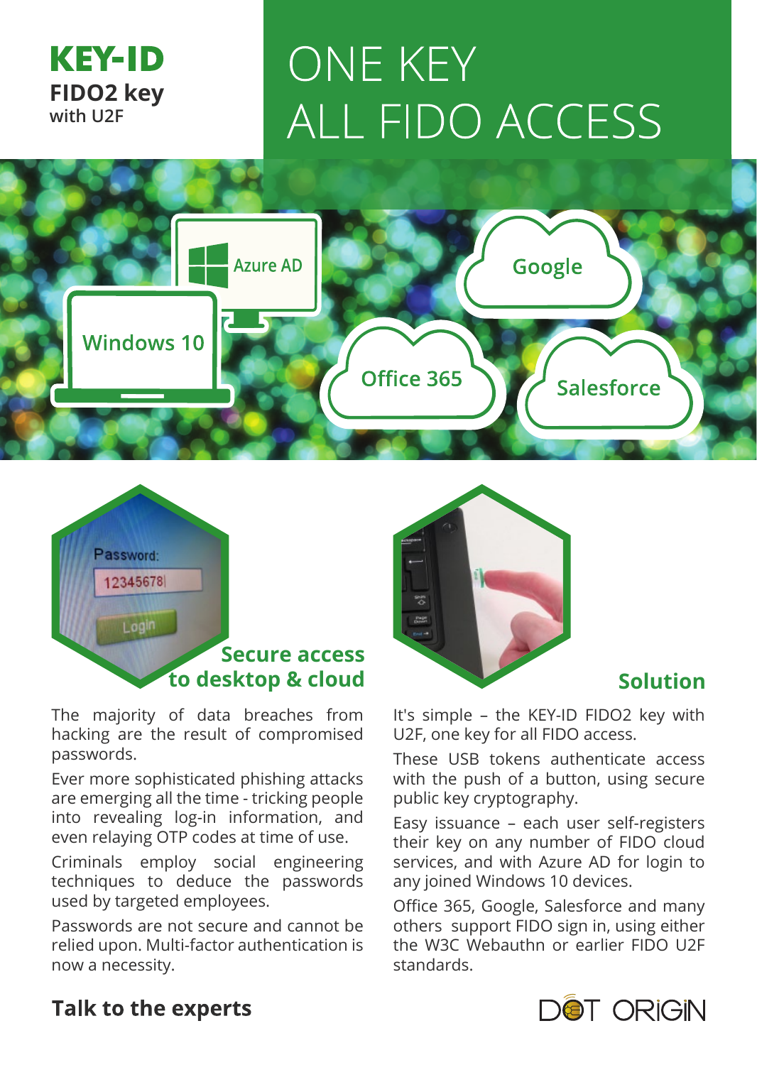**KEY-ID**
**FIDO2 key**
**with U2F**

# ONE KEY ALL FIDO ACCESS

Azure AD

Windows 10

Google

Office 365

Salesforce

## Secure access to desktop & cloud

The majority of data breaches from hacking are the result of compromised passwords.

Ever more sophisticated phishing attacks are emerging all the time - tricking people into revealing log-in information, and even relaying OTP codes at time of use.

Criminals employ social engineering techniques to deduce the passwords used by targeted employees.

Passwords are not secure and cannot be relied upon. Multi-factor authentication is now a necessity.

## Solution

It's simple – the KEY-ID FIDO2 key with U2F, one key for all FIDO access.

These USB tokens authenticate access with the push of a button, using secure public key cryptography.

Easy issuance – each user self-registers their key on any number of FIDO cloud services, and with Azure AD for login to any joined Windows 10 devices.

Office 365, Google, Salesforce and many others support FIDO sign in, using either the W3C Webauthn or earlier FIDO U2F standards.

## Talk to the experts

DOT ORIGIN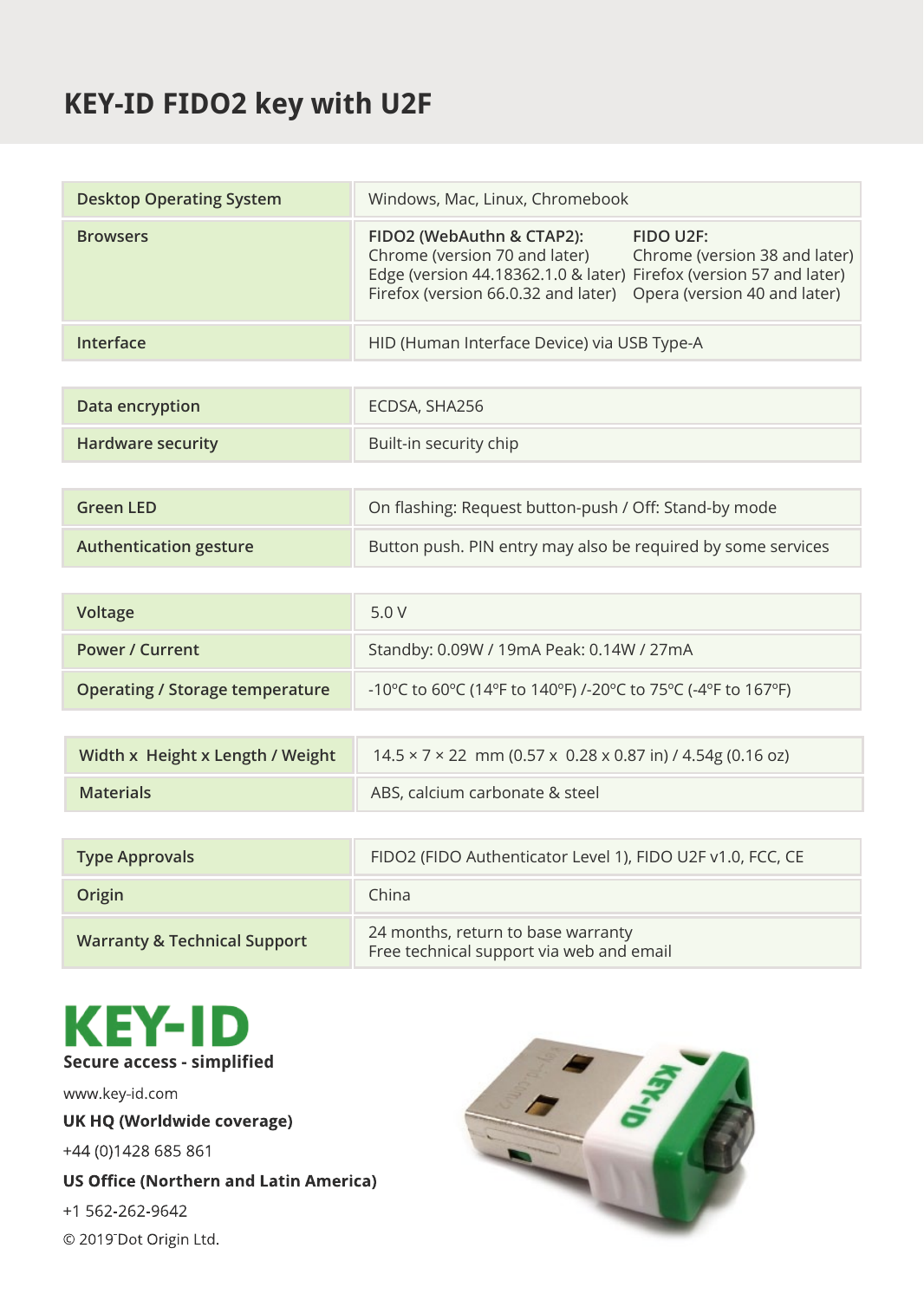# KEY-ID FIDO2 key with U2F

| | |
|---|---|
| Desktop Operating System | Windows, Mac, Linux, Chromebook |
| Browsers | **FIDO2 (WebAuthn & CTAP2):** Chrome (version 70 and later) Edge (version 44.18362.1.0 & later) Firefox (version 66.0.32 and later) **FIDO U2F:** Chrome (version 38 and later) Firefox (version 57 and later) Opera (version 40 and later) |
| Interface | HID (Human Interface Device) via USB Type-A |
| Data encryption | ECDSA, SHA256 |
| Hardware security | Built-in security chip |
| Green LED | On flashing: Request button-push / Off: Stand-by mode |
| Authentication gesture | Button push. PIN entry may also be required by some services |
| Voltage | 5.0 V |
| Power / Current | Standby: 0.09W / 19mA Peak: 0.14W / 27mA |
| Operating / Storage temperature | -10ºC to 60ºC (14ºF to 140ºF) /-20ºC to 75ºC (-4ºF to 167ºF) |
| Width x Height x Length / Weight | 14.5 × 7 × 22 mm (0.57 x 0.28 x 0.87 in) / 4.54g (0.16 oz) |
| Materials | ABS, calcium carbonate & steel |
| Type Approvals | FIDO2 (FIDO Authenticator Level 1), FIDO U2F v1.0, FCC, CE |
| Origin | China |
| Warranty & Technical Support | 24 months, return to base warranty<br>Free technical support via web and email |

**KEY-ID**

**Secure access - simplified**

www.key-id.com

**UK HQ (Worldwide coverage)**

+44 (0)1428 685 861

**US Office (Northern and Latin America)**

+1 562-262-9642

© 2019 Dot Origin Ltd.